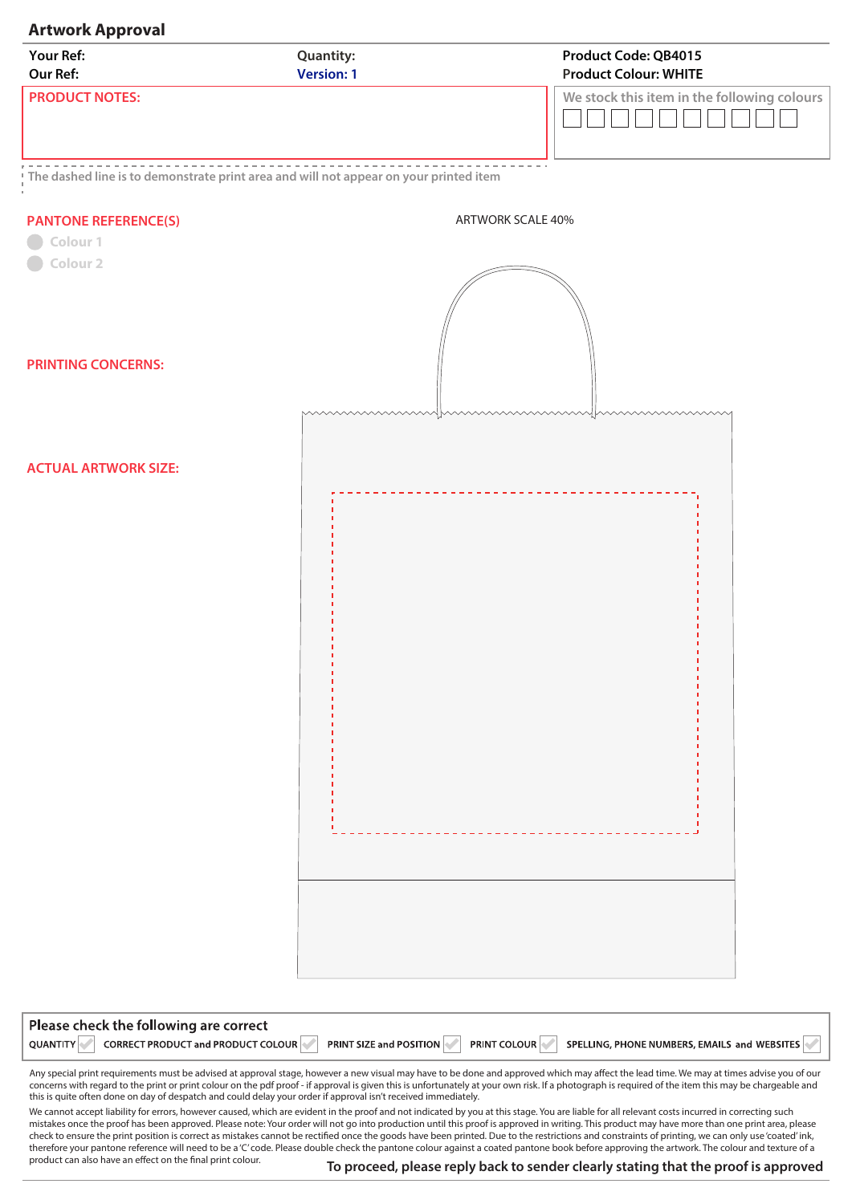# Artwork Approval

Your Ref:
Our Ref:

Quantity:
Version: 1

Product Code: QB4015
Product Colour: WHITE

**PRODUCT NOTES:**

We stock this item in the following colours

The dashed line is to demonstrate print area and will not appear on your printed item

**PANTONE REFERENCE(S)**

Colour 1

Colour 2

ARTWORK SCALE 40%

**PRINTING CONCERNS:**

**ACTUAL ARTWORK SIZE:**

## Please check the following are correct

QUANTITY — CORRECT PRODUCT and PRODUCT COLOUR — PRINT SIZE and POSITION — PRINT COLOUR — SPELLING, PHONE NUMBERS, EMAILS and WEBSITES

Any special print requirements must be advised at approval stage, however a new visual may have to be done and approved which may affect the lead time. We may at times advise you of our concerns with regard to the print or print colour on the pdf proof - if approval is given this is unfortunately at your own risk. If a photograph is required of the item this may be chargeable and this is quite often done on day of despatch and could delay your order if approval isn't received immediately.

We cannot accept liability for errors, however caused, which are evident in the proof and not indicated by you at this stage. You are liable for all relevant costs incurred in correcting such mistakes once the proof has been approved. Please note: Your order will not go into production until this proof is approved in writing. This product may have more than one print area, please check to ensure the print position is correct as mistakes cannot be rectified once the goods have been printed. Due to the restrictions and constraints of printing, we can only use 'coated' ink, therefore your pantone reference will need to be a 'C' code. Please double check the pantone colour against a coated pantone book before approving the artwork. The colour and texture of a product can also have an effect on the final print colour.

**To proceed, please reply back to sender clearly stating that the proof is approved**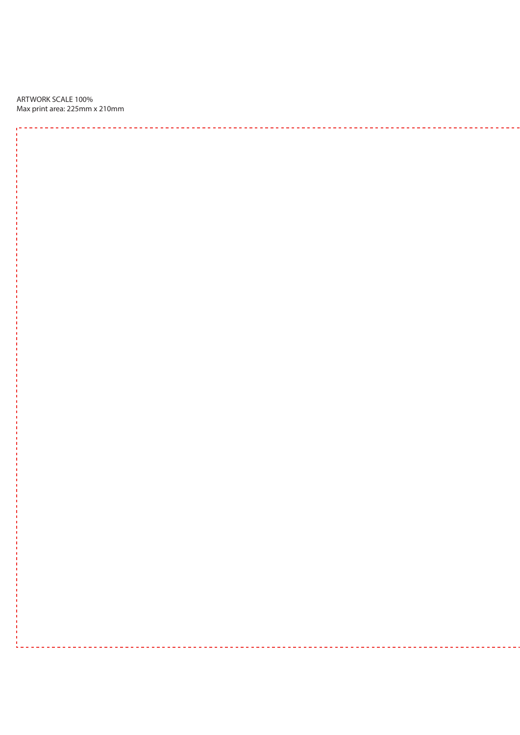ARTWORK SCALE 100%
Max print area: 225mm x 210mm